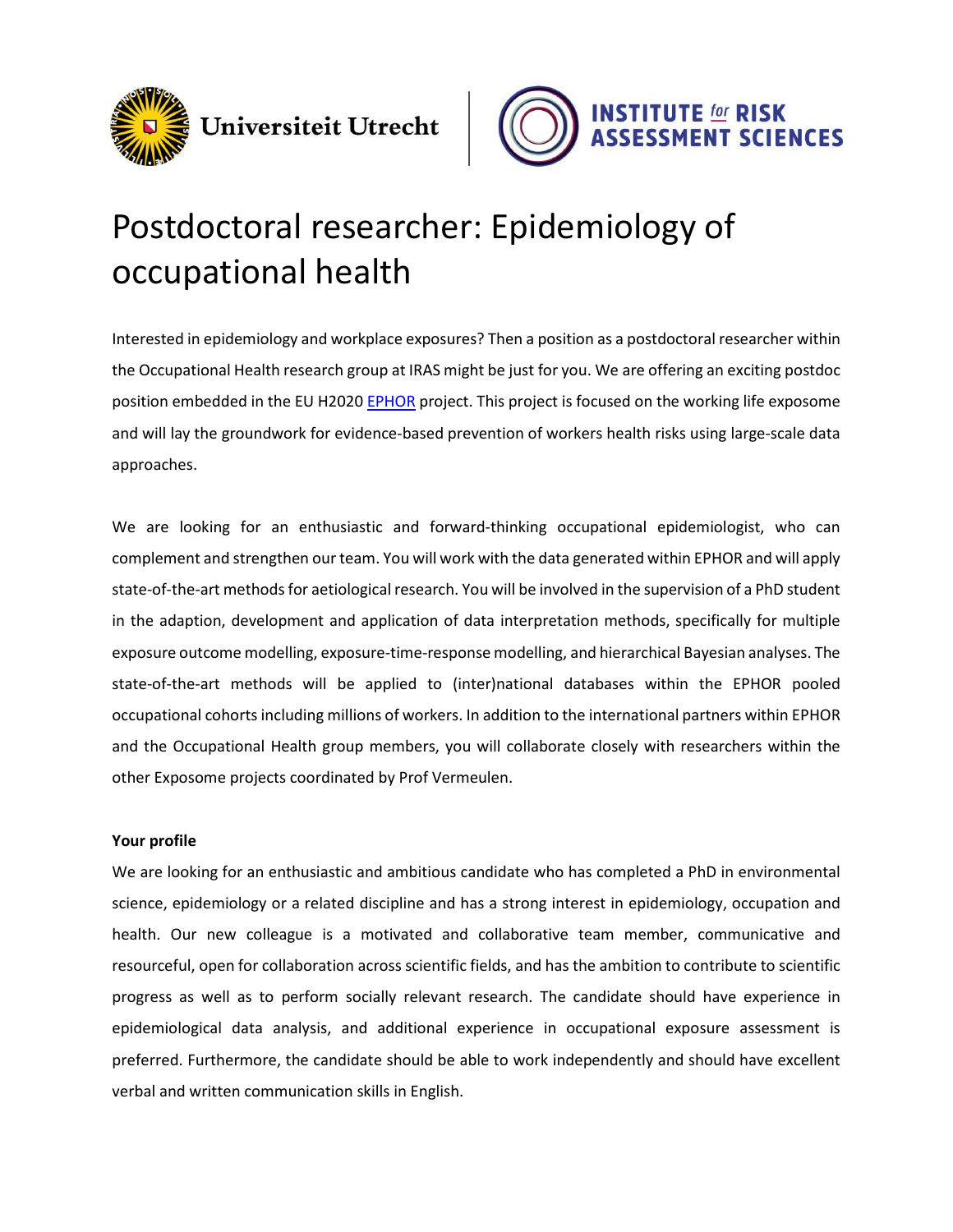# Postdoctoral researcher: Epidemiology of occupational health

Interested in epidemiology and workplace exposures? Then a position as a postdoctoral researcher within the Occupational Health research group at IRAS might be just for you. We are offering an exciting postdoc position embedded in the EU H2020 EPHOR project. This project is focused on the working life exposome and will lay the groundwork for evidence-based prevention of workers health risks using large-scale data approaches.

We are looking for an enthusiastic and forward-thinking occupational epidemiologist, who can complement and strengthen our team. You will work with the data generated within EPHOR and will apply state-of-the-art methods for aetiological research. You will be involved in the supervision of a PhD student in the adaption, development and application of data interpretation methods, specifically for multiple exposure outcome modelling, exposure-time-response modelling, and hierarchical Bayesian analyses. The state-of-the-art methods will be applied to (inter)national databases within the EPHOR pooled occupational cohorts including millions of workers. In addition to the international partners within EPHOR and the Occupational Health group members, you will collaborate closely with researchers within the other Exposome projects coordinated by Prof Vermeulen.

**Your profile**

We are looking for an enthusiastic and ambitious candidate who has completed a PhD in environmental science, epidemiology or a related discipline and has a strong interest in epidemiology, occupation and health. Our new colleague is a motivated and collaborative team member, communicative and resourceful, open for collaboration across scientific fields, and has the ambition to contribute to scientific progress as well as to perform socially relevant research. The candidate should have experience in epidemiological data analysis, and additional experience in occupational exposure assessment is preferred. Furthermore, the candidate should be able to work independently and should have excellent verbal and written communication skills in English.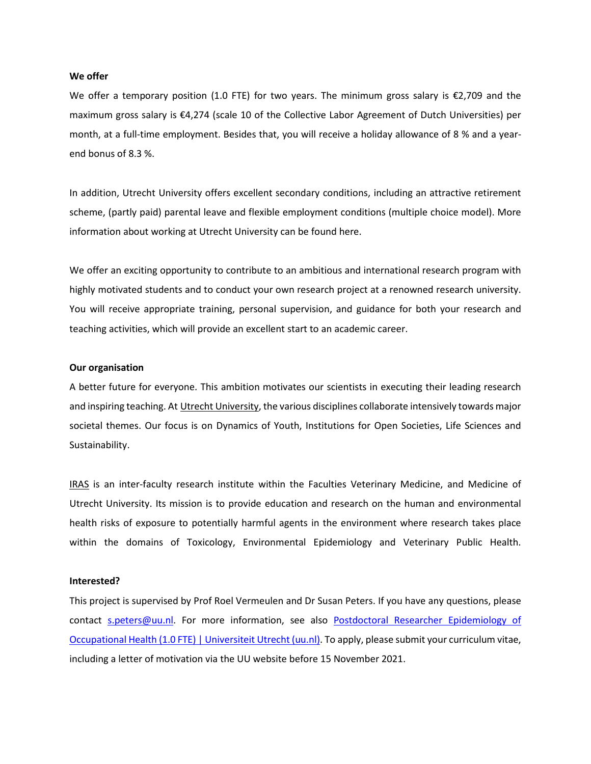**We offer**

We offer a temporary position (1.0 FTE) for two years. The minimum gross salary is €2,709 and the maximum gross salary is €4,274 (scale 10 of the Collective Labor Agreement of Dutch Universities) per month, at a full-time employment. Besides that, you will receive a holiday allowance of 8 % and a year-end bonus of 8.3 %.

In addition, Utrecht University offers excellent secondary conditions, including an attractive retirement scheme, (partly paid) parental leave and flexible employment conditions (multiple choice model). More information about working at Utrecht University can be found here.

We offer an exciting opportunity to contribute to an ambitious and international research program with highly motivated students and to conduct your own research project at a renowned research university. You will receive appropriate training, personal supervision, and guidance for both your research and teaching activities, which will provide an excellent start to an academic career.

**Our organisation**

A better future for everyone. This ambition motivates our scientists in executing their leading research and inspiring teaching. At Utrecht University, the various disciplines collaborate intensively towards major societal themes. Our focus is on Dynamics of Youth, Institutions for Open Societies, Life Sciences and Sustainability.

IRAS is an inter-faculty research institute within the Faculties Veterinary Medicine, and Medicine of Utrecht University. Its mission is to provide education and research on the human and environmental health risks of exposure to potentially harmful agents in the environment where research takes place within the domains of Toxicology, Environmental Epidemiology and Veterinary Public Health.

**Interested?**

This project is supervised by Prof Roel Vermeulen and Dr Susan Peters. If you have any questions, please contact s.peters@uu.nl. For more information, see also Postdoctoral Researcher Epidemiology of Occupational Health (1.0 FTE) | Universiteit Utrecht (uu.nl). To apply, please submit your curriculum vitae, including a letter of motivation via the UU website before 15 November 2021.